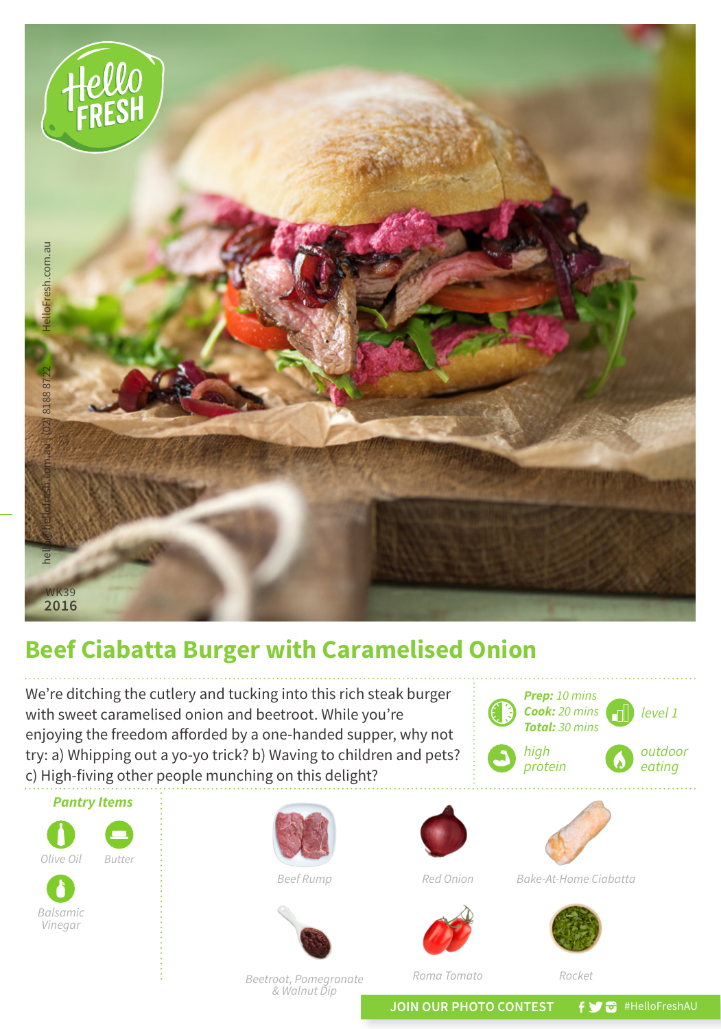HelloFresh.com.au

hello@hellofresh.com.au | (02) 8188 8722

WK39
2016

# Beef Ciabatta Burger with Caramelised Onion

We're ditching the cutlery and tucking into this rich steak burger with sweet caramelised onion and beetroot. While you're enjoying the freedom afforded by a one-handed supper, why not try: a) Whipping out a yo-yo trick? b) Waving to children and pets? c) High-fiving other people munching on this delight?

***Prep:*** *10 mins*
***Cook:*** *20 mins*
***Total:*** *30 mins*

*level 1*

*high protein*

*outdoor eating*

## *Pantry Items*

- Olive Oil
- Butter
- Balsamic Vinegar

## Ingredients

- Beef Rump
- Red Onion
- Bake-At-Home Ciabatta
- Beetroot, Pomegranate & Walnut Dip
- Roma Tomato
- Rocket

**JOIN OUR PHOTO CONTEST** #HelloFreshAU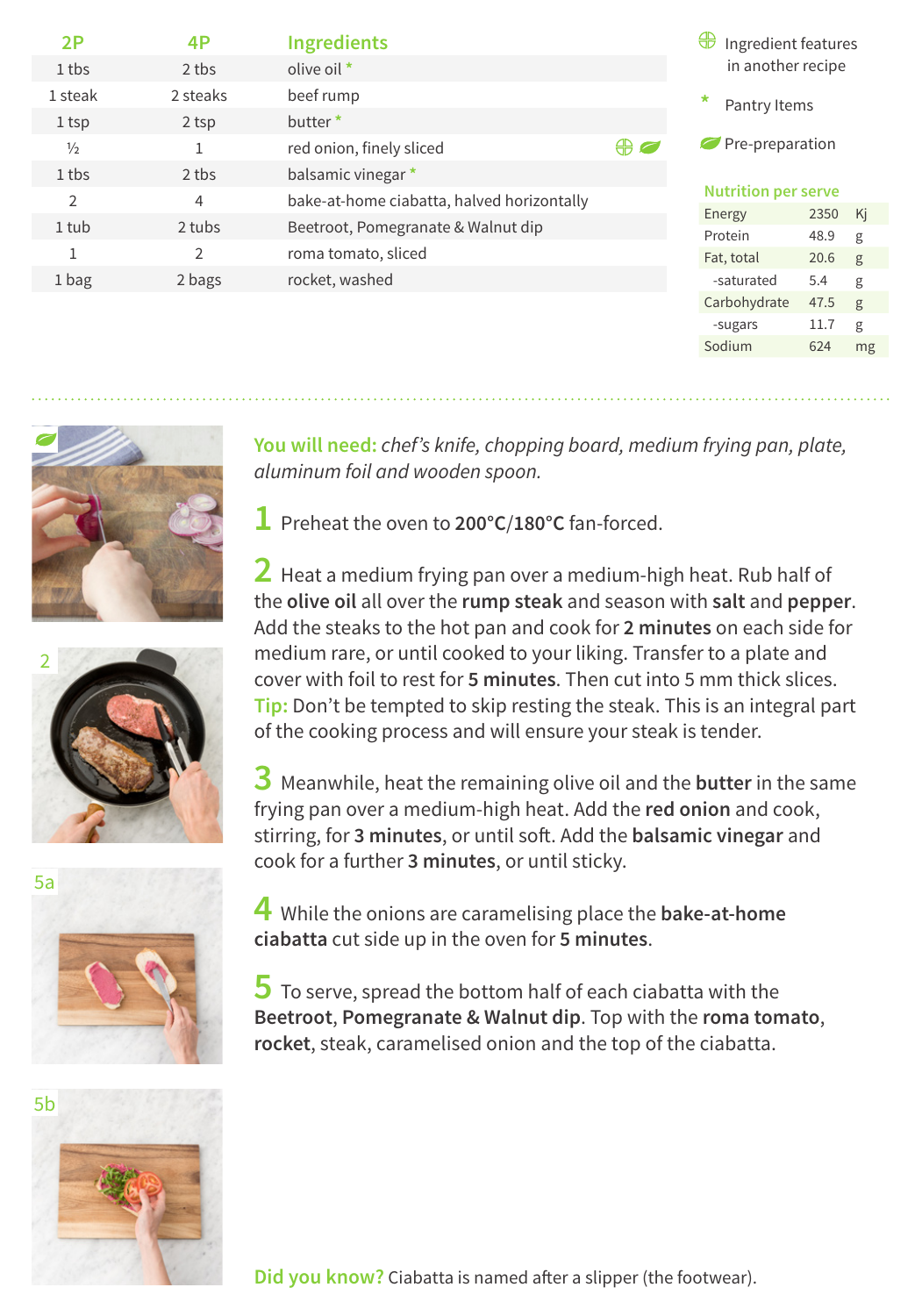| 2P | 4P | Ingredients |
|---|---|---|
| 1 tbs | 2 tbs | olive oil * |
| 1 steak | 2 steaks | beef rump |
| 1 tsp | 2 tsp | butter * |
| ½ | 1 | red onion, finely sliced |
| 1 tbs | 2 tbs | balsamic vinegar * |
| 2 | 4 | bake-at-home ciabatta, halved horizontally |
| 1 tub | 2 tubs | Beetroot, Pomegranate & Walnut dip |
| 1 | 2 | roma tomato, sliced |
| 1 bag | 2 bags | rocket, washed |

Ingredient features in another recipe

\* Pantry Items

Pre-preparation

**Nutrition per serve**

| | | |
|---|---|---|
| Energy | 2350 | Kj |
| Protein | 48.9 | g |
| Fat, total | 20.6 | g |
| -saturated | 5.4 | g |
| Carbohydrate | 47.5 | g |
| -sugars | 11.7 | g |
| Sodium | 624 | mg |

**You will need:** *chef's knife, chopping board, medium frying pan, plate, aluminum foil and wooden spoon.*

**1** Preheat the oven to **200°C**/**180°C** fan-forced.

**2** Heat a medium frying pan over a medium-high heat. Rub half of the **olive oil** all over the **rump steak** and season with **salt** and **pepper**. Add the steaks to the hot pan and cook for **2 minutes** on each side for medium rare, or until cooked to your liking. Transfer to a plate and cover with foil to rest for **5 minutes**. Then cut into 5 mm thick slices. **Tip:** Don't be tempted to skip resting the steak. This is an integral part of the cooking process and will ensure your steak is tender.

**3** Meanwhile, heat the remaining olive oil and the **butter** in the same frying pan over a medium-high heat. Add the **red onion** and cook, stirring, for **3 minutes**, or until soft. Add the **balsamic vinegar** and cook for a further **3 minutes**, or until sticky.

**4** While the onions are caramelising place the **bake-at-home ciabatta** cut side up in the oven for **5 minutes**.

**5** To serve, spread the bottom half of each ciabatta with the **Beetroot**, **Pomegranate & Walnut dip**. Top with the **roma tomato**, **rocket**, steak, caramelised onion and the top of the ciabatta.

**Did you know?** Ciabatta is named after a slipper (the footwear).